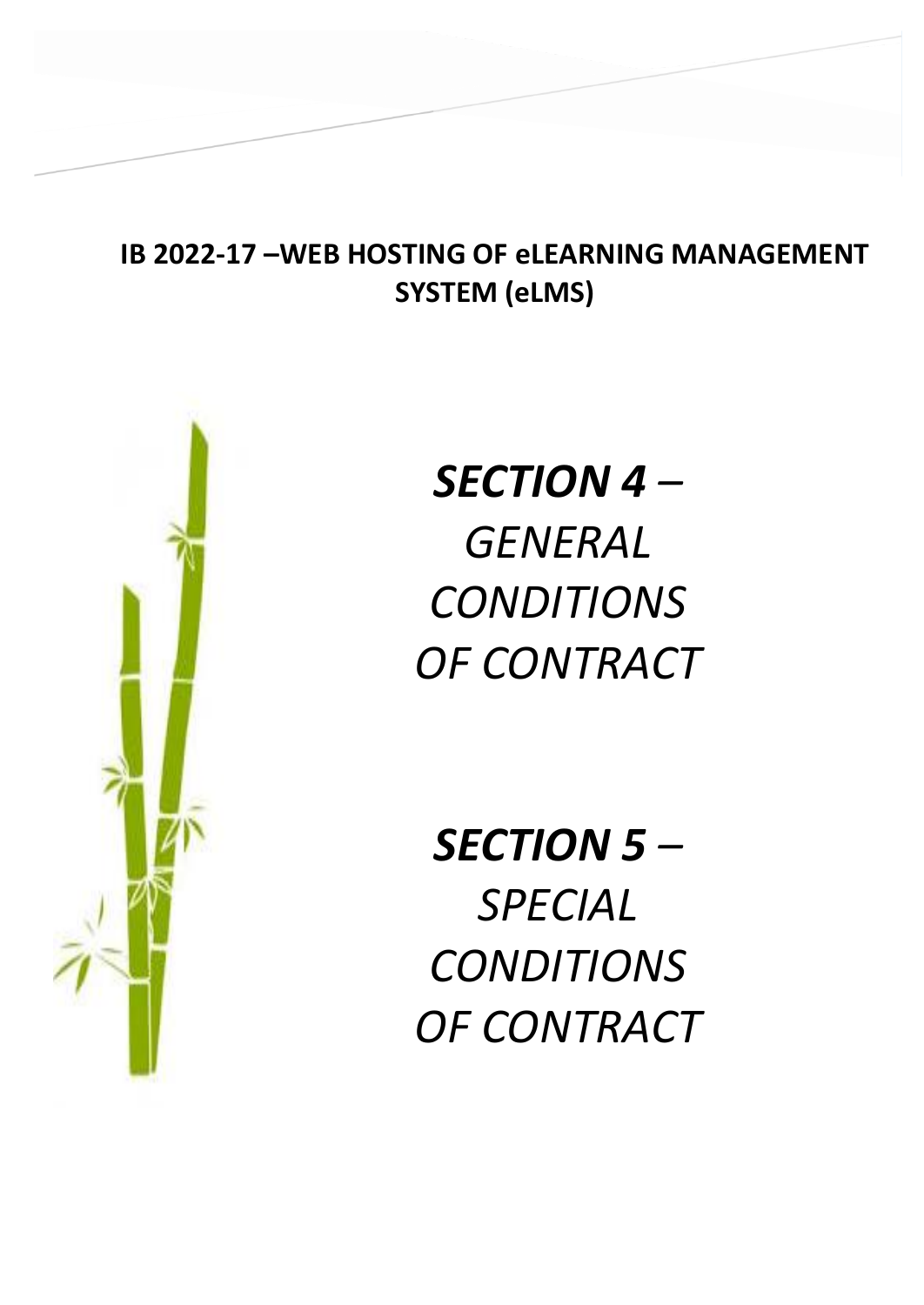# IB 2022-17 –WEB HOSTING OF eLEARNING MANAGEMENT SYSTEM (eLMS)

## ***SECTION 4*** *– GENERAL CONDITIONS OF CONTRACT*

## ***SECTION 5*** *– SPECIAL CONDITIONS OF CONTRACT*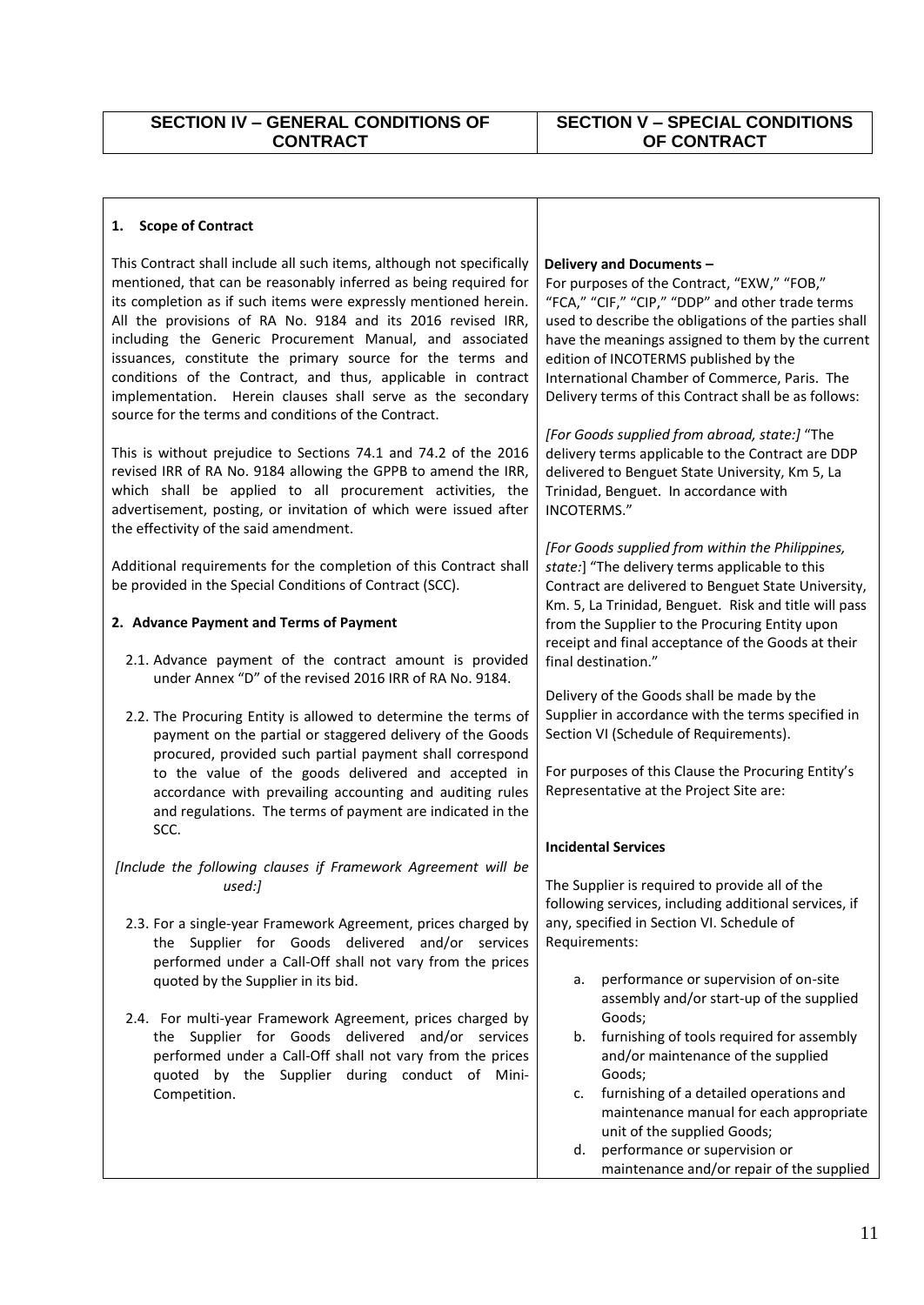| SECTION IV – GENERAL CONDITIONS OF CONTRACT | SECTION V – SPECIAL CONDITIONS OF CONTRACT |
|---|---|

**1. Scope of Contract**

This Contract shall include all such items, although not specifically mentioned, that can be reasonably inferred as being required for its completion as if such items were expressly mentioned herein. All the provisions of RA No. 9184 and its 2016 revised IRR, including the Generic Procurement Manual, and associated issuances, constitute the primary source for the terms and conditions of the Contract, and thus, applicable in contract implementation. Herein clauses shall serve as the secondary source for the terms and conditions of the Contract.

This is without prejudice to Sections 74.1 and 74.2 of the 2016 revised IRR of RA No. 9184 allowing the GPPB to amend the IRR, which shall be applied to all procurement activities, the advertisement, posting, or invitation of which were issued after the effectivity of the said amendment.

Additional requirements for the completion of this Contract shall be provided in the Special Conditions of Contract (SCC).

**2. Advance Payment and Terms of Payment**

2.1. Advance payment of the contract amount is provided under Annex "D" of the revised 2016 IRR of RA No. 9184.

2.2. The Procuring Entity is allowed to determine the terms of payment on the partial or staggered delivery of the Goods procured, provided such partial payment shall correspond to the value of the goods delivered and accepted in accordance with prevailing accounting and auditing rules and regulations. The terms of payment are indicated in the SCC.

*[Include the following clauses if Framework Agreement will be used:]*

2.3. For a single-year Framework Agreement, prices charged by the Supplier for Goods delivered and/or services performed under a Call-Off shall not vary from the prices quoted by the Supplier in its bid.

2.4. For multi-year Framework Agreement, prices charged by the Supplier for Goods delivered and/or services performed under a Call-Off shall not vary from the prices quoted by the Supplier during conduct of Mini-Competition.

**Delivery and Documents –**

For purposes of the Contract, "EXW," "FOB," "FCA," "CIF," "CIP," "DDP" and other trade terms used to describe the obligations of the parties shall have the meanings assigned to them by the current edition of INCOTERMS published by the International Chamber of Commerce, Paris. The Delivery terms of this Contract shall be as follows:

*[For Goods supplied from abroad, state:]* "The delivery terms applicable to the Contract are DDP delivered to Benguet State University, Km 5, La Trinidad, Benguet. In accordance with INCOTERMS."

*[For Goods supplied from within the Philippines, state:*] "The delivery terms applicable to this Contract are delivered to Benguet State University, Km. 5, La Trinidad, Benguet. Risk and title will pass from the Supplier to the Procuring Entity upon receipt and final acceptance of the Goods at their final destination."

Delivery of the Goods shall be made by the Supplier in accordance with the terms specified in Section VI (Schedule of Requirements).

For purposes of this Clause the Procuring Entity's Representative at the Project Site are:

**Incidental Services**

The Supplier is required to provide all of the following services, including additional services, if any, specified in Section VI. Schedule of Requirements:

a. performance or supervision of on-site assembly and/or start-up of the supplied Goods;
b. furnishing of tools required for assembly and/or maintenance of the supplied Goods;
c. furnishing of a detailed operations and maintenance manual for each appropriate unit of the supplied Goods;
d. performance or supervision or maintenance and/or repair of the supplied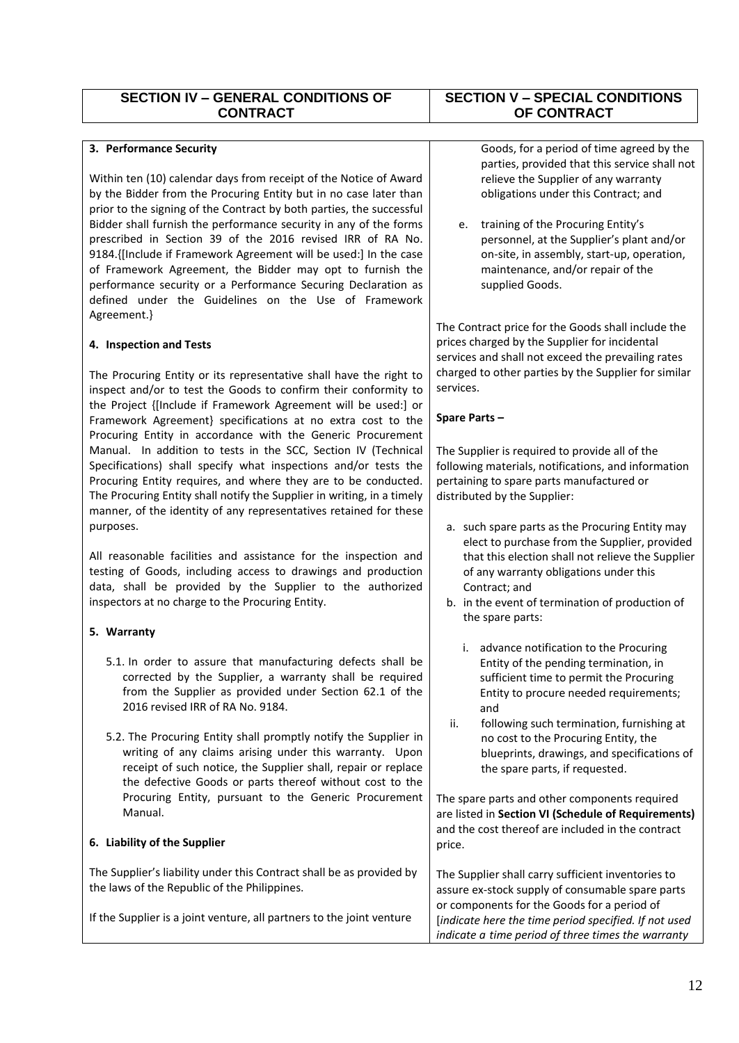| SECTION IV – GENERAL CONDITIONS OF CONTRACT | SECTION V – SPECIAL CONDITIONS OF CONTRACT |
|---|---|

**3. Performance Security**

Within ten (10) calendar days from receipt of the Notice of Award by the Bidder from the Procuring Entity but in no case later than prior to the signing of the Contract by both parties, the successful Bidder shall furnish the performance security in any of the forms prescribed in Section 39 of the 2016 revised IRR of RA No. 9184.{[Include if Framework Agreement will be used:] In the case of Framework Agreement, the Bidder may opt to furnish the performance security or a Performance Securing Declaration as defined under the Guidelines on the Use of Framework Agreement.}

**4. Inspection and Tests**

The Procuring Entity or its representative shall have the right to inspect and/or to test the Goods to confirm their conformity to the Project {[Include if Framework Agreement will be used:] or Framework Agreement} specifications at no extra cost to the Procuring Entity in accordance with the Generic Procurement Manual. In addition to tests in the SCC, Section IV (Technical Specifications) shall specify what inspections and/or tests the Procuring Entity requires, and where they are to be conducted. The Procuring Entity shall notify the Supplier in writing, in a timely manner, of the identity of any representatives retained for these purposes.

All reasonable facilities and assistance for the inspection and testing of Goods, including access to drawings and production data, shall be provided by the Supplier to the authorized inspectors at no charge to the Procuring Entity.

**5. Warranty**

5.1. In order to assure that manufacturing defects shall be corrected by the Supplier, a warranty shall be required from the Supplier as provided under Section 62.1 of the 2016 revised IRR of RA No. 9184.

5.2. The Procuring Entity shall promptly notify the Supplier in writing of any claims arising under this warranty. Upon receipt of such notice, the Supplier shall, repair or replace the defective Goods or parts thereof without cost to the Procuring Entity, pursuant to the Generic Procurement Manual.

**6. Liability of the Supplier**

The Supplier's liability under this Contract shall be as provided by the laws of the Republic of the Philippines.

If the Supplier is a joint venture, all partners to the joint venture

---

Goods, for a period of time agreed by the parties, provided that this service shall not relieve the Supplier of any warranty obligations under this Contract; and

e. training of the Procuring Entity's personnel, at the Supplier's plant and/or on-site, in assembly, start-up, operation, maintenance, and/or repair of the supplied Goods.

The Contract price for the Goods shall include the prices charged by the Supplier for incidental services and shall not exceed the prevailing rates charged to other parties by the Supplier for similar services.

**Spare Parts –**

The Supplier is required to provide all of the following materials, notifications, and information pertaining to spare parts manufactured or distributed by the Supplier:

a. such spare parts as the Procuring Entity may elect to purchase from the Supplier, provided that this election shall not relieve the Supplier of any warranty obligations under this Contract; and

b. in the event of termination of production of the spare parts:

   i. advance notification to the Procuring Entity of the pending termination, in sufficient time to permit the Procuring Entity to procure needed requirements; and

   ii. following such termination, furnishing at no cost to the Procuring Entity, the blueprints, drawings, and specifications of the spare parts, if requested.

The spare parts and other components required are listed in **Section VI (Schedule of Requirements)** and the cost thereof are included in the contract price.

The Supplier shall carry sufficient inventories to assure ex-stock supply of consumable spare parts or components for the Goods for a period of [*indicate here the time period specified. If not used indicate a time period of three times the warranty*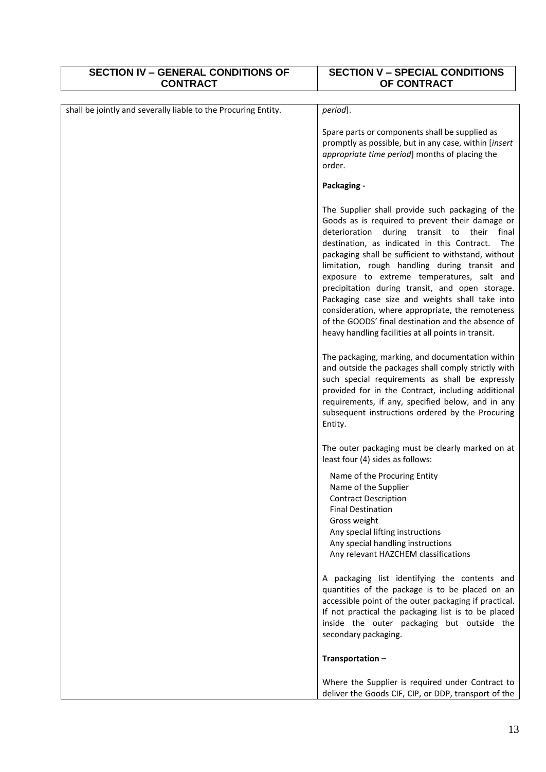| SECTION IV – GENERAL CONDITIONS OF CONTRACT | SECTION V – SPECIAL CONDITIONS OF CONTRACT |
|---|---|
| shall be jointly and severally liable to the Procuring Entity. | *period*].<br><br>Spare parts or components shall be supplied as promptly as possible, but in any case, within [*insert appropriate time period*] months of placing the order.<br><br>**Packaging -**<br><br>The Supplier shall provide such packaging of the Goods as is required to prevent their damage or deterioration during transit to their final destination, as indicated in this Contract. The packaging shall be sufficient to withstand, without limitation, rough handling during transit and exposure to extreme temperatures, salt and precipitation during transit, and open storage. Packaging case size and weights shall take into consideration, where appropriate, the remoteness of the GOODS' final destination and the absence of heavy handling facilities at all points in transit.<br><br>The packaging, marking, and documentation within and outside the packages shall comply strictly with such special requirements as shall be expressly provided for in the Contract, including additional requirements, if any, specified below, and in any subsequent instructions ordered by the Procuring Entity.<br><br>The outer packaging must be clearly marked on at least four (4) sides as follows:<br><br>Name of the Procuring Entity<br>Name of the Supplier<br>Contract Description<br>Final Destination<br>Gross weight<br>Any special lifting instructions<br>Any special handling instructions<br>Any relevant HAZCHEM classifications<br><br>A packaging list identifying the contents and quantities of the package is to be placed on an accessible point of the outer packaging if practical. If not practical the packaging list is to be placed inside the outer packaging but outside the secondary packaging.<br><br>**Transportation –**<br><br>Where the Supplier is required under Contract to deliver the Goods CIF, CIP, or DDP, transport of the |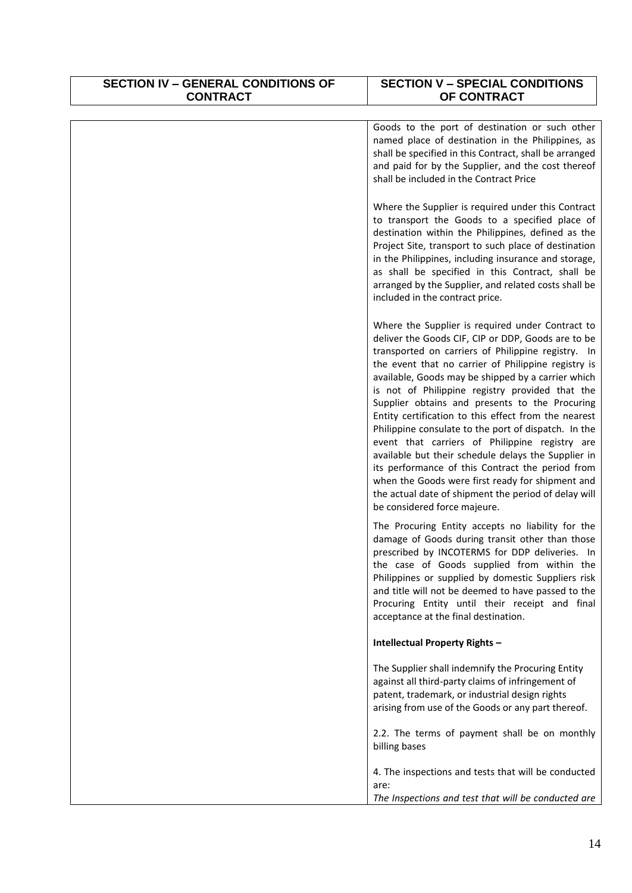| SECTION IV – GENERAL CONDITIONS OF CONTRACT | SECTION V – SPECIAL CONDITIONS OF CONTRACT |
|---|---|
| | Goods to the port of destination or such other named place of destination in the Philippines, as shall be specified in this Contract, shall be arranged and paid for by the Supplier, and the cost thereof shall be included in the Contract Price<br><br>Where the Supplier is required under this Contract to transport the Goods to a specified place of destination within the Philippines, defined as the Project Site, transport to such place of destination in the Philippines, including insurance and storage, as shall be specified in this Contract, shall be arranged by the Supplier, and related costs shall be included in the contract price.<br><br>Where the Supplier is required under Contract to deliver the Goods CIF, CIP or DDP, Goods are to be transported on carriers of Philippine registry. In the event that no carrier of Philippine registry is available, Goods may be shipped by a carrier which is not of Philippine registry provided that the Supplier obtains and presents to the Procuring Entity certification to this effect from the nearest Philippine consulate to the port of dispatch. In the event that carriers of Philippine registry are available but their schedule delays the Supplier in its performance of this Contract the period from when the Goods were first ready for shipment and the actual date of shipment the period of delay will be considered force majeure.<br><br>The Procuring Entity accepts no liability for the damage of Goods during transit other than those prescribed by INCOTERMS for DDP deliveries. In the case of Goods supplied from within the Philippines or supplied by domestic Suppliers risk and title will not be deemed to have passed to the Procuring Entity until their receipt and final acceptance at the final destination.<br><br>**Intellectual Property Rights –**<br><br>The Supplier shall indemnify the Procuring Entity against all third-party claims of infringement of patent, trademark, or industrial design rights arising from use of the Goods or any part thereof.<br><br>2.2. The terms of payment shall be on monthly billing bases<br><br>4. The inspections and tests that will be conducted are:<br>*The Inspections and test that will be conducted are* |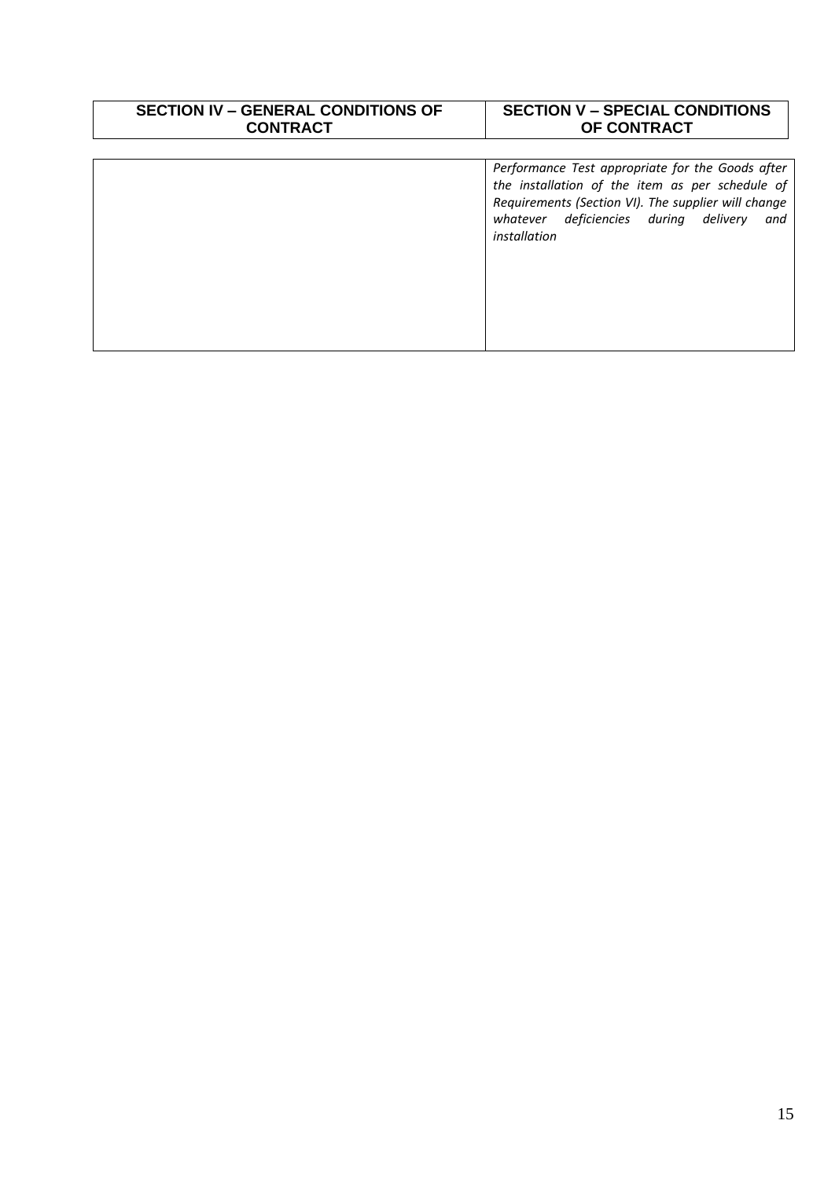| SECTION IV – GENERAL CONDITIONS OF CONTRACT | SECTION V – SPECIAL CONDITIONS OF CONTRACT |
|---|---|
| | *Performance Test appropriate for the Goods after the installation of the item as per schedule of Requirements (Section VI). The supplier will change whatever deficiencies during delivery and installation* |